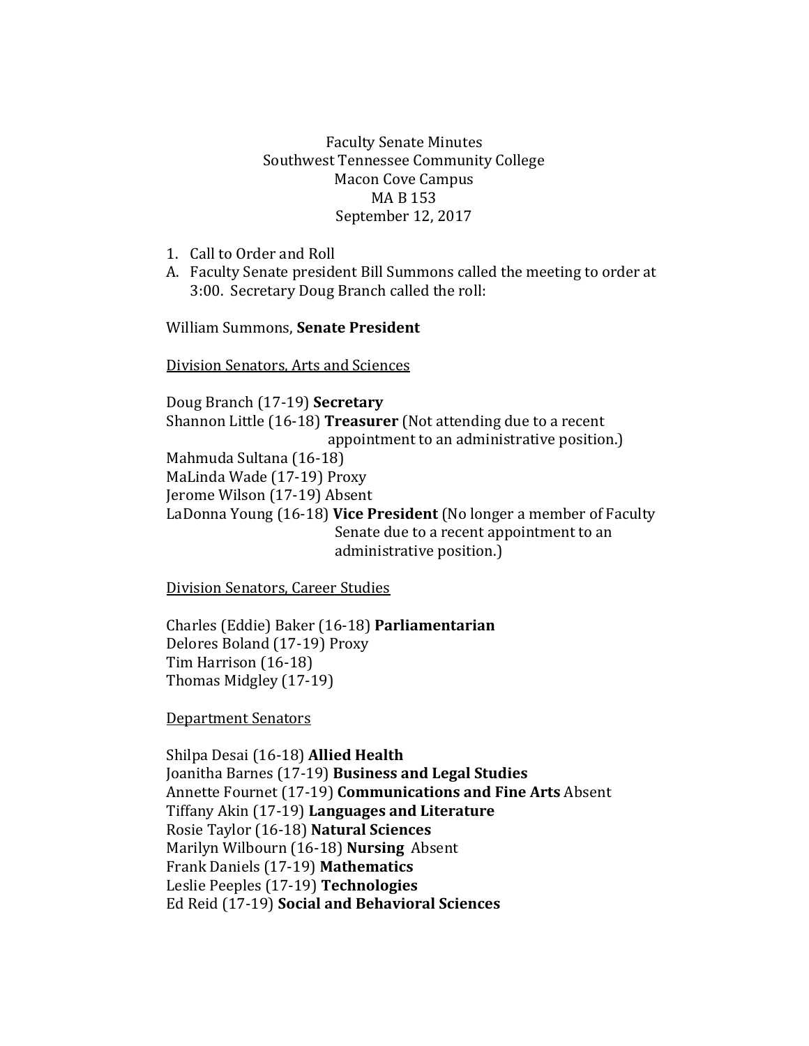Faculty Senate Minutes
Southwest Tennessee Community College
Macon Cove Campus
MA B 153
September 12, 2017

1. Call to Order and Roll

A. Faculty Senate president Bill Summons called the meeting to order at 3:00. Secretary Doug Branch called the roll:

William Summons, **Senate President**

<u>Division Senators, Arts and Sciences</u>

Doug Branch (17-19) **Secretary**
Shannon Little (16-18) **Treasurer** (Not attending due to a recent appointment to an administrative position.)
Mahmuda Sultana (16-18)
MaLinda Wade (17-19) Proxy
Jerome Wilson (17-19) Absent
LaDonna Young (16-18) **Vice President** (No longer a member of Faculty Senate due to a recent appointment to an administrative position.)

<u>Division Senators, Career Studies</u>

Charles (Eddie) Baker (16-18) **Parliamentarian**
Delores Boland (17-19) Proxy
Tim Harrison (16-18)
Thomas Midgley (17-19)

<u>Department Senators</u>

Shilpa Desai (16-18) **Allied Health**
Joanitha Barnes (17-19) **Business and Legal Studies**
Annette Fournet (17-19) **Communications and Fine Arts** Absent
Tiffany Akin (17-19) **Languages and Literature**
Rosie Taylor (16-18) **Natural Sciences**
Marilyn Wilbourn (16-18) **Nursing** Absent
Frank Daniels (17-19) **Mathematics**
Leslie Peeples (17-19) **Technologies**
Ed Reid (17-19) **Social and Behavioral Sciences**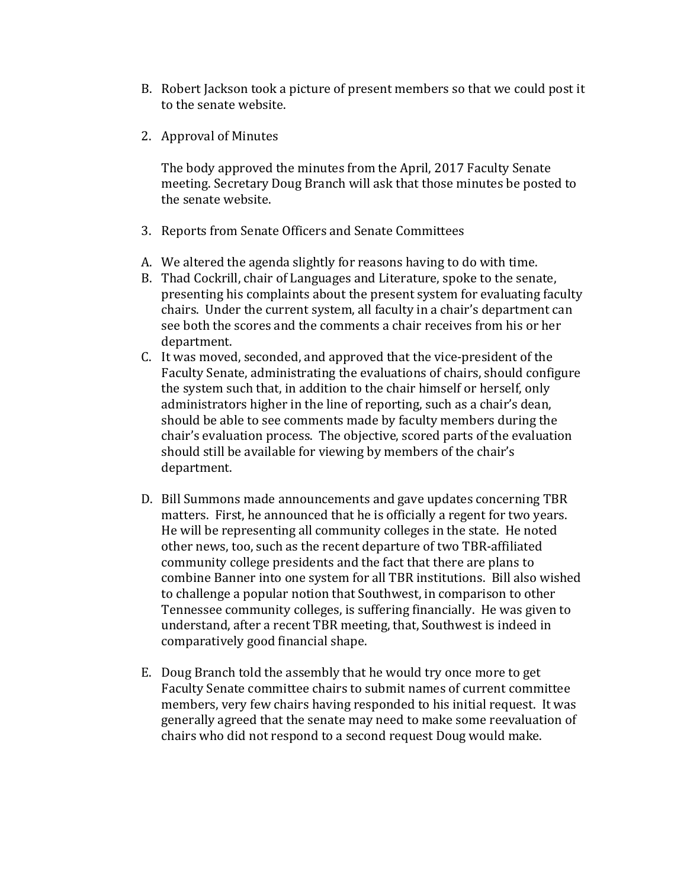B. Robert Jackson took a picture of present members so that we could post it to the senate website.

2. Approval of Minutes

   The body approved the minutes from the April, 2017 Faculty Senate meeting. Secretary Doug Branch will ask that those minutes be posted to the senate website.

3. Reports from Senate Officers and Senate Committees

A. We altered the agenda slightly for reasons having to do with time.
B. Thad Cockrill, chair of Languages and Literature, spoke to the senate, presenting his complaints about the present system for evaluating faculty chairs. Under the current system, all faculty in a chair's department can see both the scores and the comments a chair receives from his or her department.
C. It was moved, seconded, and approved that the vice-president of the Faculty Senate, administrating the evaluations of chairs, should configure the system such that, in addition to the chair himself or herself, only administrators higher in the line of reporting, such as a chair's dean, should be able to see comments made by faculty members during the chair's evaluation process. The objective, scored parts of the evaluation should still be available for viewing by members of the chair's department.

D. Bill Summons made announcements and gave updates concerning TBR matters. First, he announced that he is officially a regent for two years. He will be representing all community colleges in the state. He noted other news, too, such as the recent departure of two TBR-affiliated community college presidents and the fact that there are plans to combine Banner into one system for all TBR institutions. Bill also wished to challenge a popular notion that Southwest, in comparison to other Tennessee community colleges, is suffering financially. He was given to understand, after a recent TBR meeting, that, Southwest is indeed in comparatively good financial shape.

E. Doug Branch told the assembly that he would try once more to get Faculty Senate committee chairs to submit names of current committee members, very few chairs having responded to his initial request. It was generally agreed that the senate may need to make some reevaluation of chairs who did not respond to a second request Doug would make.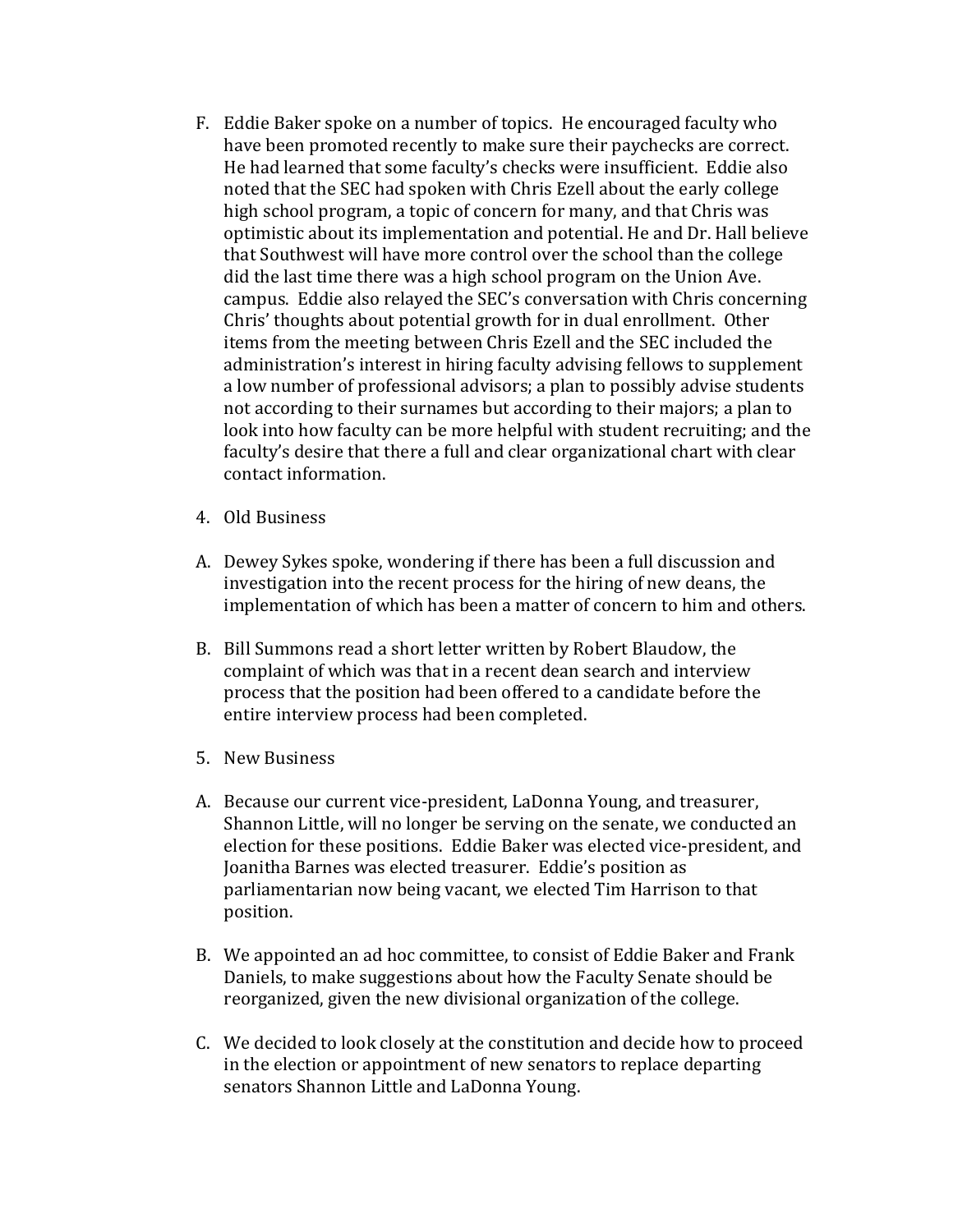F. Eddie Baker spoke on a number of topics. He encouraged faculty who have been promoted recently to make sure their paychecks are correct. He had learned that some faculty's checks were insufficient. Eddie also noted that the SEC had spoken with Chris Ezell about the early college high school program, a topic of concern for many, and that Chris was optimistic about its implementation and potential. He and Dr. Hall believe that Southwest will have more control over the school than the college did the last time there was a high school program on the Union Ave. campus. Eddie also relayed the SEC's conversation with Chris concerning Chris' thoughts about potential growth for in dual enrollment. Other items from the meeting between Chris Ezell and the SEC included the administration's interest in hiring faculty advising fellows to supplement a low number of professional advisors; a plan to possibly advise students not according to their surnames but according to their majors; a plan to look into how faculty can be more helpful with student recruiting; and the faculty's desire that there a full and clear organizational chart with clear contact information.

4. Old Business

A. Dewey Sykes spoke, wondering if there has been a full discussion and investigation into the recent process for the hiring of new deans, the implementation of which has been a matter of concern to him and others.

B. Bill Summons read a short letter written by Robert Blaudow, the complaint of which was that in a recent dean search and interview process that the position had been offered to a candidate before the entire interview process had been completed.

5. New Business

A. Because our current vice-president, LaDonna Young, and treasurer, Shannon Little, will no longer be serving on the senate, we conducted an election for these positions. Eddie Baker was elected vice-president, and Joanitha Barnes was elected treasurer. Eddie's position as parliamentarian now being vacant, we elected Tim Harrison to that position.

B. We appointed an ad hoc committee, to consist of Eddie Baker and Frank Daniels, to make suggestions about how the Faculty Senate should be reorganized, given the new divisional organization of the college.

C. We decided to look closely at the constitution and decide how to proceed in the election or appointment of new senators to replace departing senators Shannon Little and LaDonna Young.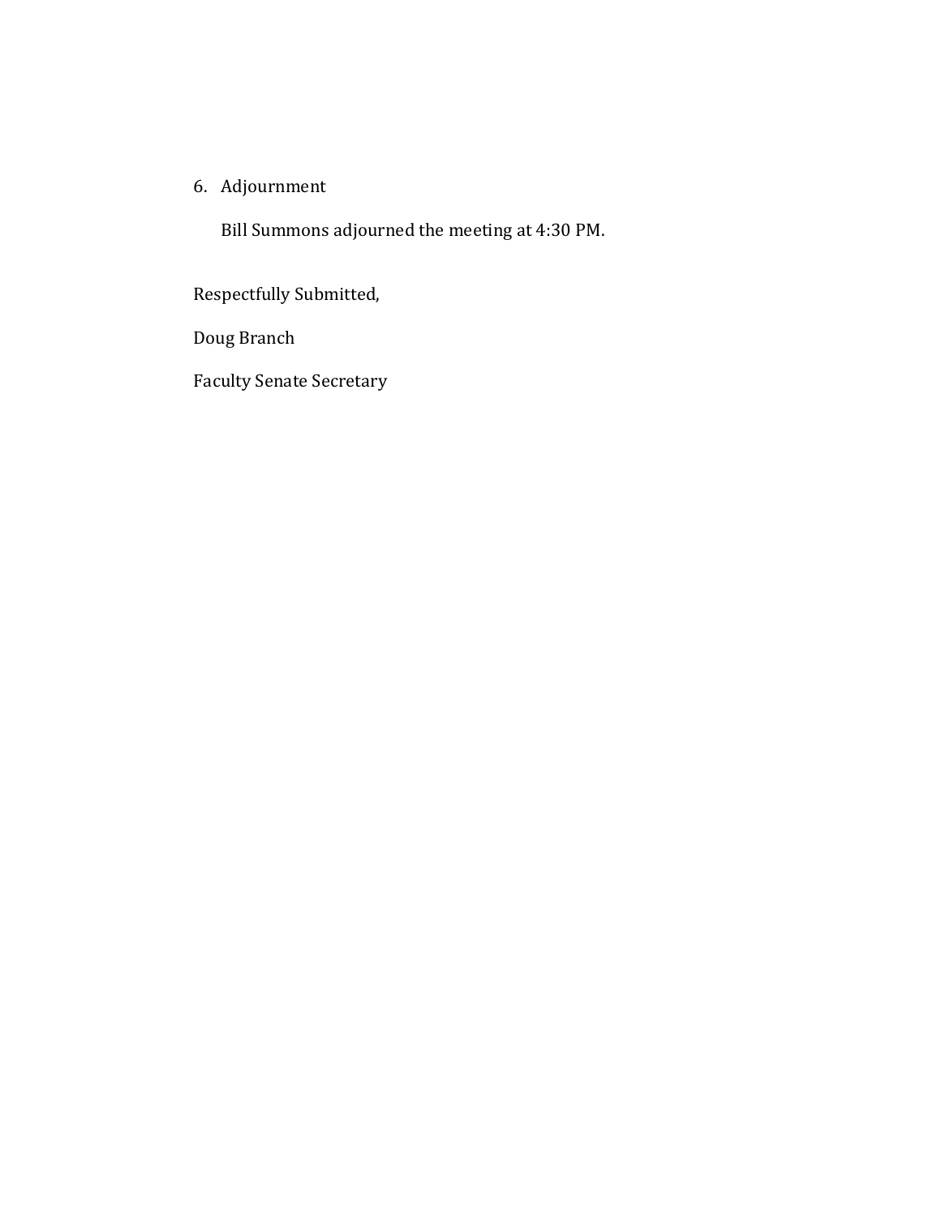6. Adjournment

   Bill Summons adjourned the meeting at 4:30 PM.

Respectfully Submitted,

Doug Branch

Faculty Senate Secretary